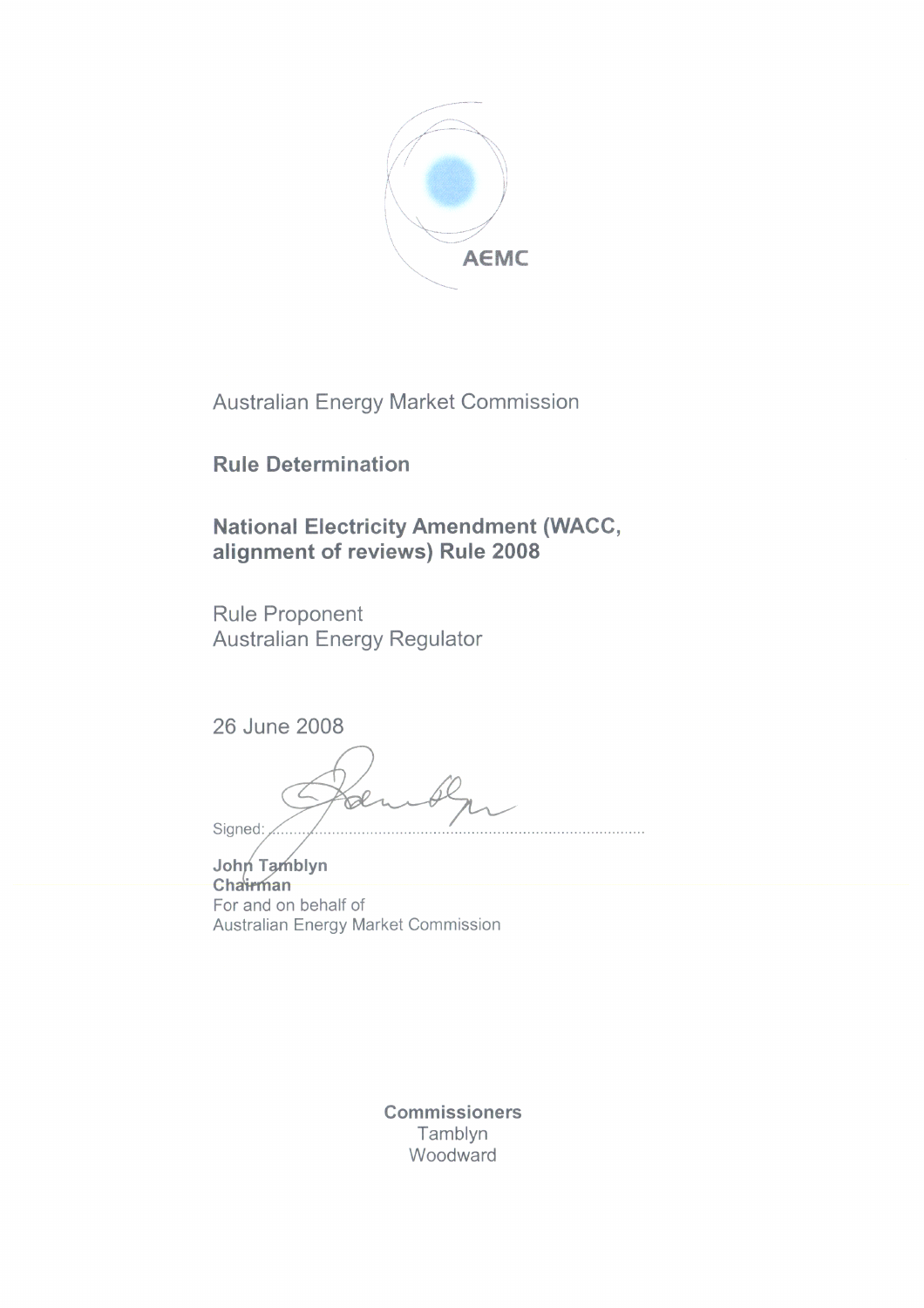AEMC

Australian Energy Market Commission

**Rule Determination**

**National Electricity Amendment (WACC, alignment of reviews) Rule 2008**

Rule Proponent
Australian Energy Regulator

26 June 2008

Signed: ..........................................................................................

**John Tamblyn**
**Chairman**
For and on behalf of
Australian Energy Market Commission

**Commissioners**
Tamblyn
Woodward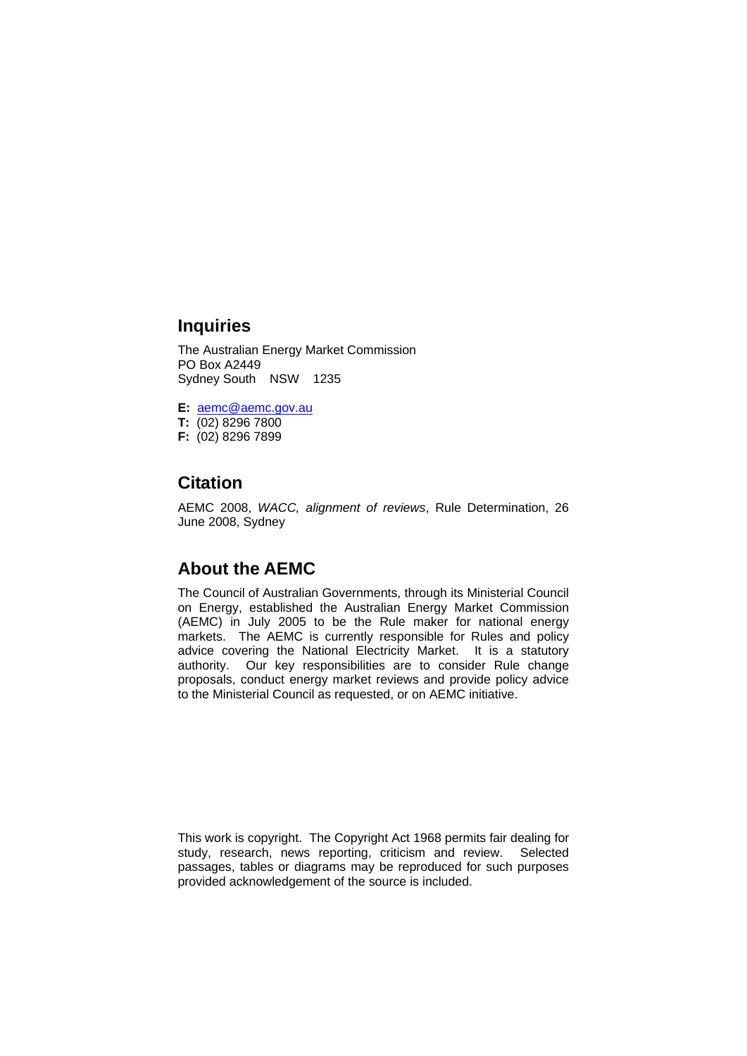## Inquiries

The Australian Energy Market Commission
PO Box A2449
Sydney South NSW 1235

**E:** aemc@aemc.gov.au
**T:** (02) 8296 7800
**F:** (02) 8296 7899

## Citation

AEMC 2008, *WACC, alignment of reviews*, Rule Determination, 26 June 2008, Sydney

## About the AEMC

The Council of Australian Governments, through its Ministerial Council on Energy, established the Australian Energy Market Commission (AEMC) in July 2005 to be the Rule maker for national energy markets. The AEMC is currently responsible for Rules and policy advice covering the National Electricity Market. It is a statutory authority. Our key responsibilities are to consider Rule change proposals, conduct energy market reviews and provide policy advice to the Ministerial Council as requested, or on AEMC initiative.

This work is copyright. The Copyright Act 1968 permits fair dealing for study, research, news reporting, criticism and review. Selected passages, tables or diagrams may be reproduced for such purposes provided acknowledgement of the source is included.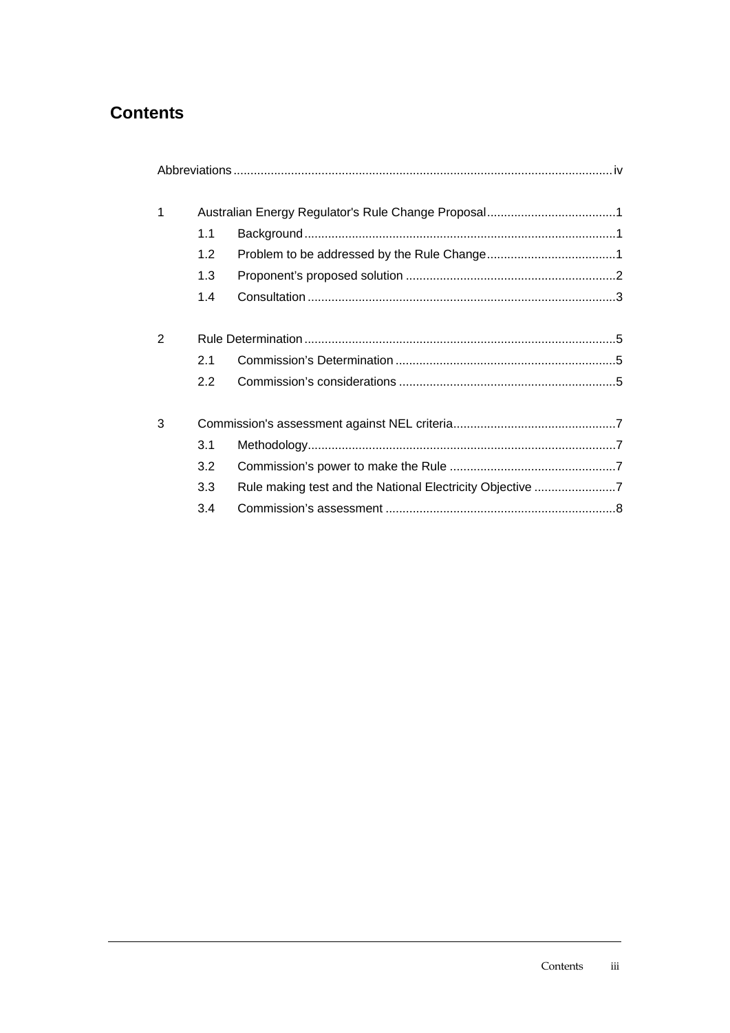## Contents

Abbreviations ..... iv

1 Australian Energy Regulator's Rule Change Proposal ..... 1

- 1.1 Background ..... 1
- 1.2 Problem to be addressed by the Rule Change ..... 1
- 1.3 Proponent's proposed solution ..... 2
- 1.4 Consultation ..... 3

2 Rule Determination ..... 5

- 2.1 Commission's Determination ..... 5
- 2.2 Commission's considerations ..... 5

3 Commission's assessment against NEL criteria ..... 7

- 3.1 Methodology ..... 7
- 3.2 Commission's power to make the Rule ..... 7
- 3.3 Rule making test and the National Electricity Objective ..... 7
- 3.4 Commission's assessment ..... 8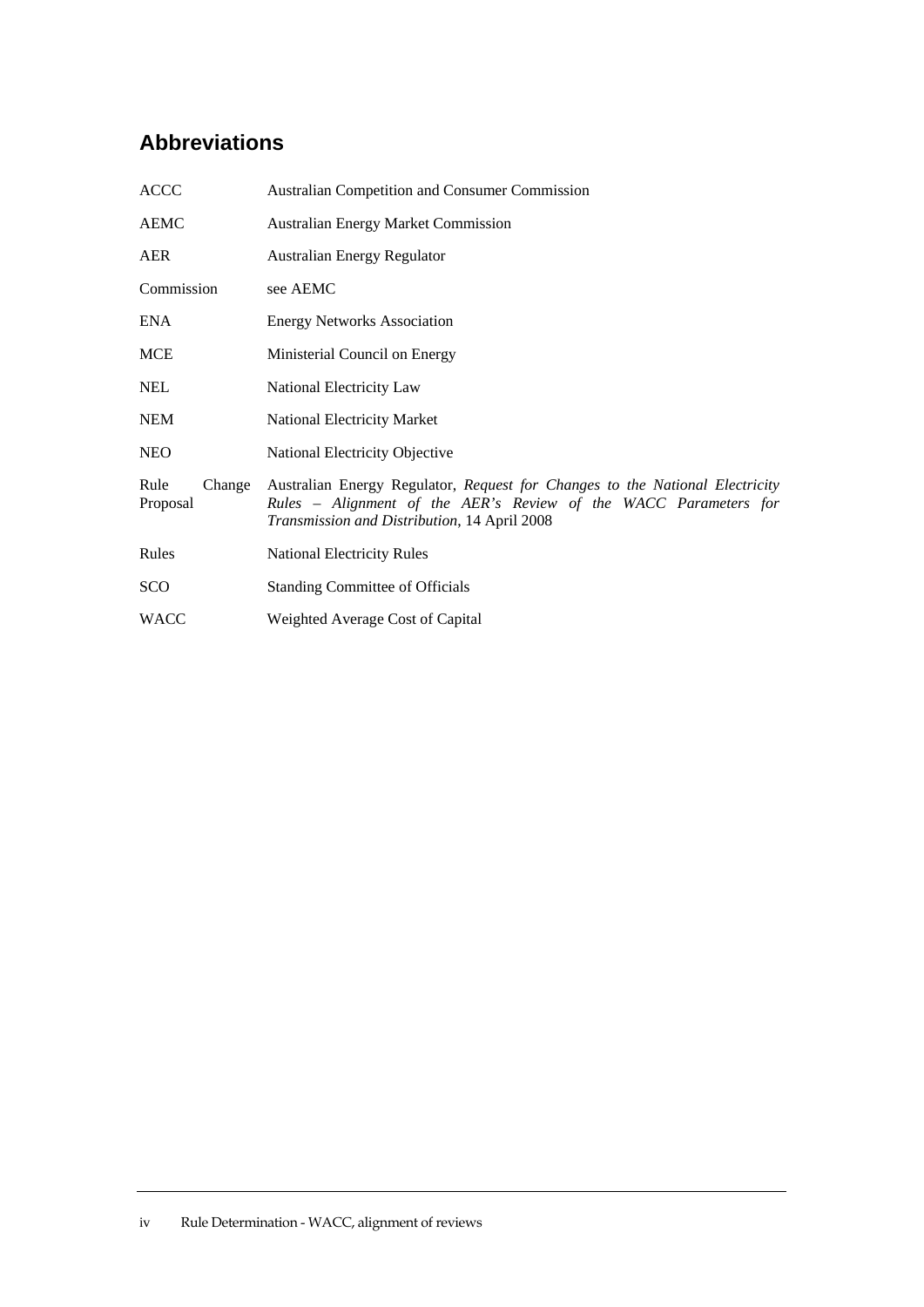## Abbreviations

| | |
|---|---|
| ACCC | Australian Competition and Consumer Commission |
| AEMC | Australian Energy Market Commission |
| AER | Australian Energy Regulator |
| Commission | see AEMC |
| ENA | Energy Networks Association |
| MCE | Ministerial Council on Energy |
| NEL | National Electricity Law |
| NEM | National Electricity Market |
| NEO | National Electricity Objective |
| Rule Change Proposal | Australian Energy Regulator, *Request for Changes to the National Electricity Rules – Alignment of the AER's Review of the WACC Parameters for Transmission and Distribution*, 14 April 2008 |
| Rules | National Electricity Rules |
| SCO | Standing Committee of Officials |
| WACC | Weighted Average Cost of Capital |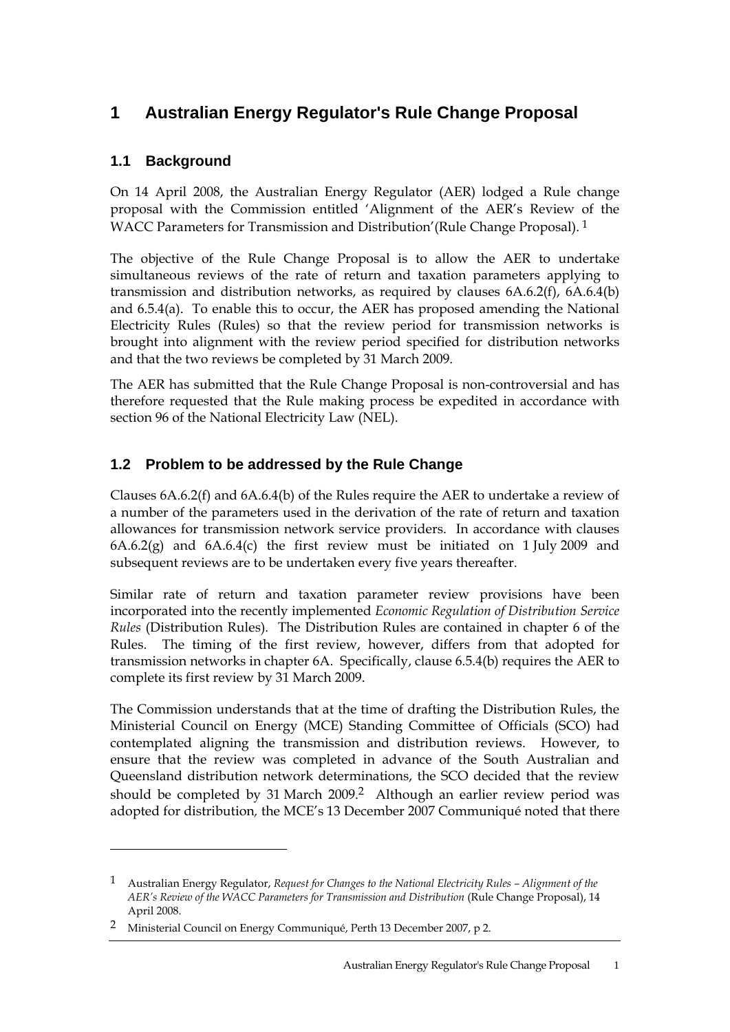# 1 Australian Energy Regulator's Rule Change Proposal

## 1.1 Background

On 14 April 2008, the Australian Energy Regulator (AER) lodged a Rule change proposal with the Commission entitled 'Alignment of the AER's Review of the WACC Parameters for Transmission and Distribution'(Rule Change Proposal).[1]

The objective of the Rule Change Proposal is to allow the AER to undertake simultaneous reviews of the rate of return and taxation parameters applying to transmission and distribution networks, as required by clauses 6A.6.2(f), 6A.6.4(b) and 6.5.4(a). To enable this to occur, the AER has proposed amending the National Electricity Rules (Rules) so that the review period for transmission networks is brought into alignment with the review period specified for distribution networks and that the two reviews be completed by 31 March 2009.

The AER has submitted that the Rule Change Proposal is non-controversial and has therefore requested that the Rule making process be expedited in accordance with section 96 of the National Electricity Law (NEL).

## 1.2 Problem to be addressed by the Rule Change

Clauses 6A.6.2(f) and 6A.6.4(b) of the Rules require the AER to undertake a review of a number of the parameters used in the derivation of the rate of return and taxation allowances for transmission network service providers. In accordance with clauses 6A.6.2(g) and 6A.6.4(c) the first review must be initiated on 1 July 2009 and subsequent reviews are to be undertaken every five years thereafter.

Similar rate of return and taxation parameter review provisions have been incorporated into the recently implemented *Economic Regulation of Distribution Service Rules* (Distribution Rules). The Distribution Rules are contained in chapter 6 of the Rules. The timing of the first review, however, differs from that adopted for transmission networks in chapter 6A. Specifically, clause 6.5.4(b) requires the AER to complete its first review by 31 March 2009.

The Commission understands that at the time of drafting the Distribution Rules, the Ministerial Council on Energy (MCE) Standing Committee of Officials (SCO) had contemplated aligning the transmission and distribution reviews. However, to ensure that the review was completed in advance of the South Australian and Queensland distribution network determinations, the SCO decided that the review should be completed by 31 March 2009.[2] Although an earlier review period was adopted for distribution, the MCE's 13 December 2007 Communiqué noted that there

---

[1] Australian Energy Regulator, *Request for Changes to the National Electricity Rules – Alignment of the AER's Review of the WACC Parameters for Transmission and Distribution* (Rule Change Proposal), 14 April 2008.

[2] Ministerial Council on Energy Communiqué, Perth 13 December 2007, p 2.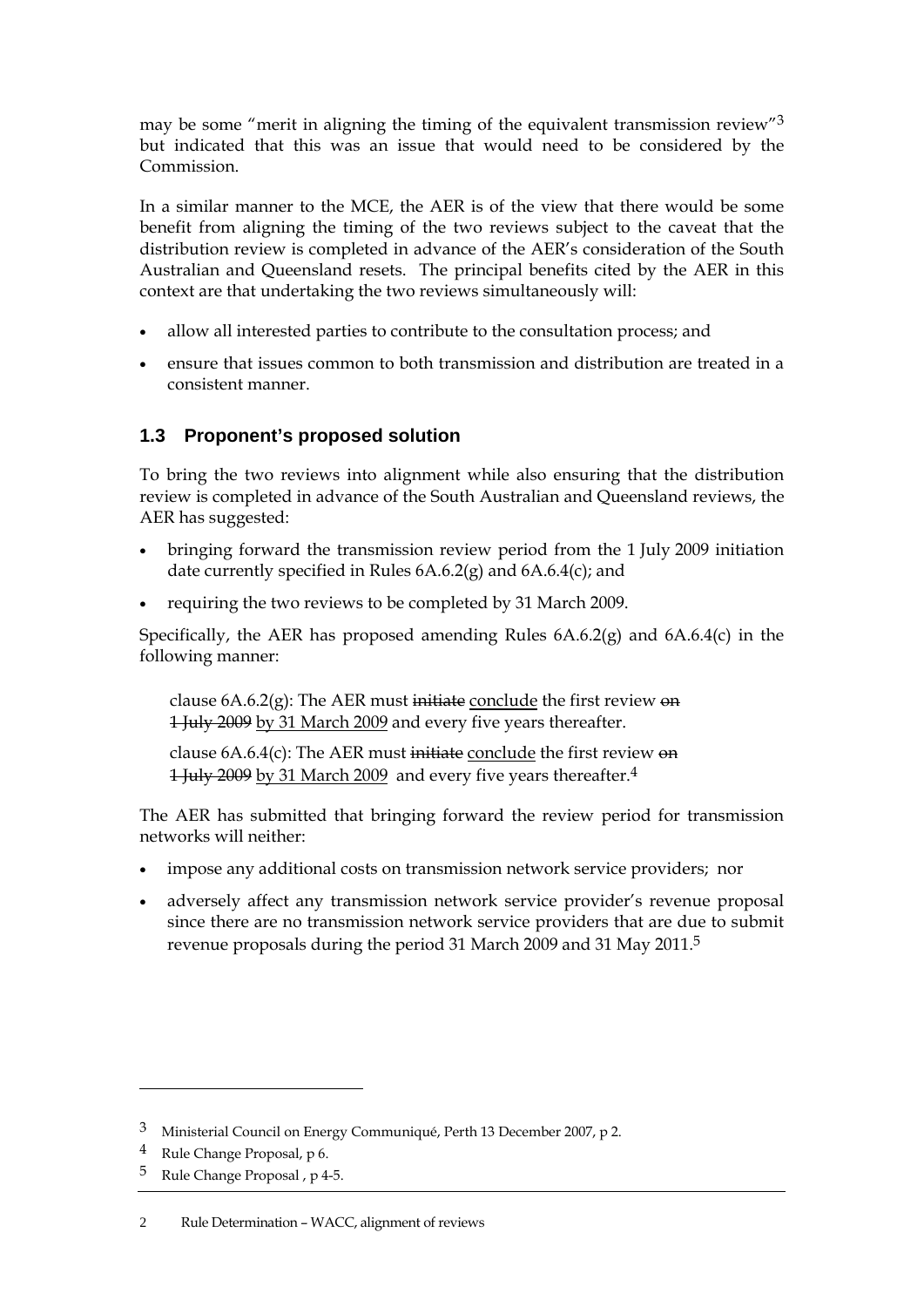may be some "merit in aligning the timing of the equivalent transmission review"[3] but indicated that this was an issue that would need to be considered by the Commission.

In a similar manner to the MCE, the AER is of the view that there would be some benefit from aligning the timing of the two reviews subject to the caveat that the distribution review is completed in advance of the AER's consideration of the South Australian and Queensland resets. The principal benefits cited by the AER in this context are that undertaking the two reviews simultaneously will:

- allow all interested parties to contribute to the consultation process; and
- ensure that issues common to both transmission and distribution are treated in a consistent manner.

## 1.3 Proponent's proposed solution

To bring the two reviews into alignment while also ensuring that the distribution review is completed in advance of the South Australian and Queensland reviews, the AER has suggested:

- bringing forward the transmission review period from the 1 July 2009 initiation date currently specified in Rules 6A.6.2(g) and 6A.6.4(c); and
- requiring the two reviews to be completed by 31 March 2009.

Specifically, the AER has proposed amending Rules 6A.6.2(g) and 6A.6.4(c) in the following manner:

> clause 6A.6.2(g): The AER must ~~initiate~~ <u>conclude</u> the first review ~~on 1 July 2009~~ <u>by 31 March 2009</u> and every five years thereafter.
>
> clause 6A.6.4(c): The AER must ~~initiate~~ <u>conclude</u> the first review ~~on 1 July 2009~~ <u>by 31 March 2009</u> and every five years thereafter.[4]

The AER has submitted that bringing forward the review period for transmission networks will neither:

- impose any additional costs on transmission network service providers; nor
- adversely affect any transmission network service provider's revenue proposal since there are no transmission network service providers that are due to submit revenue proposals during the period 31 March 2009 and 31 May 2011.[5]

---

[3] Ministerial Council on Energy Communiqué, Perth 13 December 2007, p 2.

[4] Rule Change Proposal, p 6.

[5] Rule Change Proposal , p 4-5.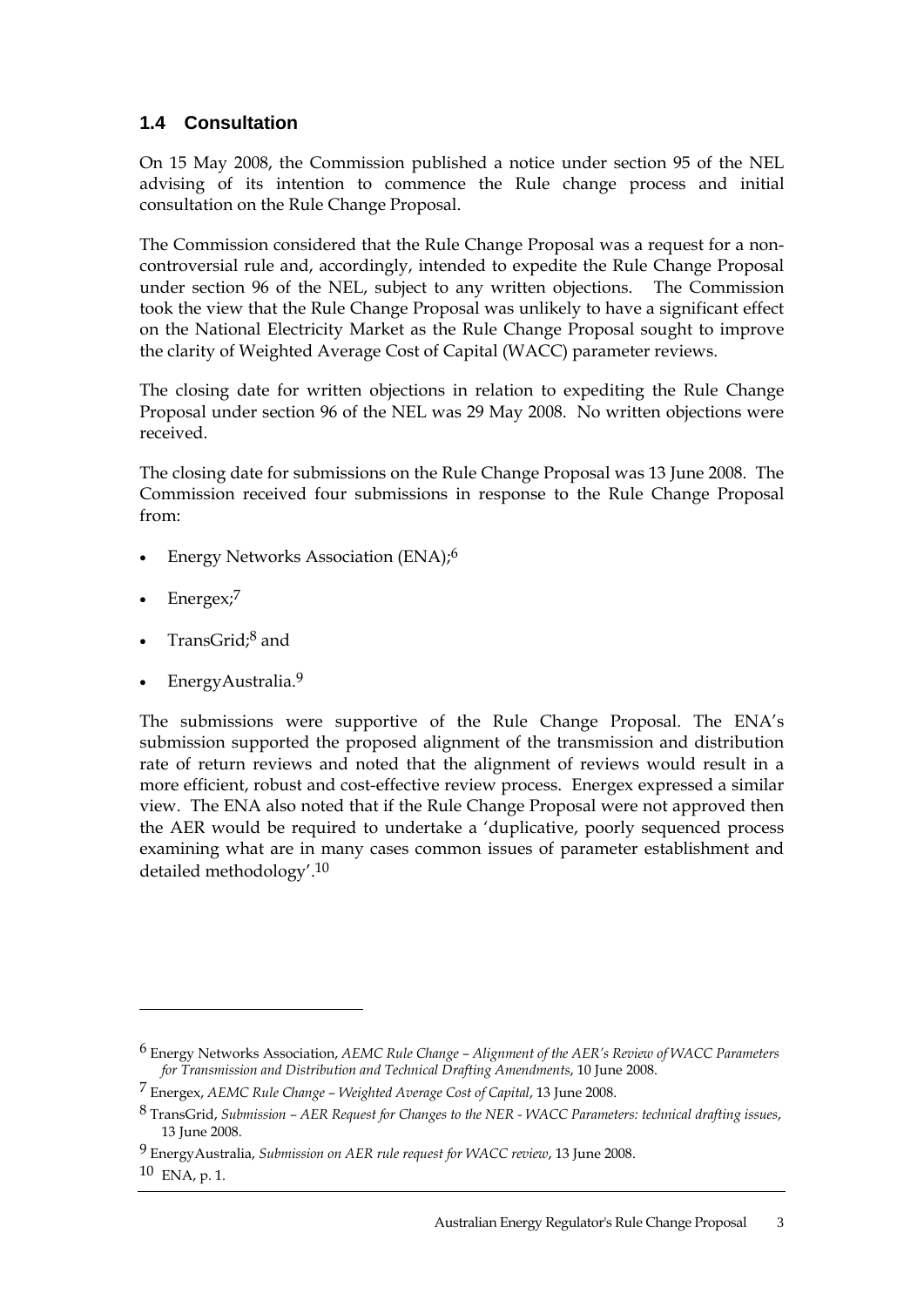## 1.4 Consultation

On 15 May 2008, the Commission published a notice under section 95 of the NEL advising of its intention to commence the Rule change process and initial consultation on the Rule Change Proposal.

The Commission considered that the Rule Change Proposal was a request for a non-controversial rule and, accordingly, intended to expedite the Rule Change Proposal under section 96 of the NEL, subject to any written objections. The Commission took the view that the Rule Change Proposal was unlikely to have a significant effect on the National Electricity Market as the Rule Change Proposal sought to improve the clarity of Weighted Average Cost of Capital (WACC) parameter reviews.

The closing date for written objections in relation to expediting the Rule Change Proposal under section 96 of the NEL was 29 May 2008. No written objections were received.

The closing date for submissions on the Rule Change Proposal was 13 June 2008. The Commission received four submissions in response to the Rule Change Proposal from:

- Energy Networks Association (ENA);[6]
- Energex;[7]
- TransGrid;[8] and
- EnergyAustralia.[9]

The submissions were supportive of the Rule Change Proposal. The ENA's submission supported the proposed alignment of the transmission and distribution rate of return reviews and noted that the alignment of reviews would result in a more efficient, robust and cost-effective review process. Energex expressed a similar view. The ENA also noted that if the Rule Change Proposal were not approved then the AER would be required to undertake a 'duplicative, poorly sequenced process examining what are in many cases common issues of parameter establishment and detailed methodology'.[10]

---

[6] Energy Networks Association, *AEMC Rule Change – Alignment of the AER's Review of WACC Parameters for Transmission and Distribution and Technical Drafting Amendments*, 10 June 2008.

[7] Energex, *AEMC Rule Change – Weighted Average Cost of Capital*, 13 June 2008.

[8] TransGrid, *Submission – AER Request for Changes to the NER - WACC Parameters: technical drafting issues*, 13 June 2008.

[9] EnergyAustralia, *Submission on AER rule request for WACC review*, 13 June 2008.

[10] ENA, p. 1.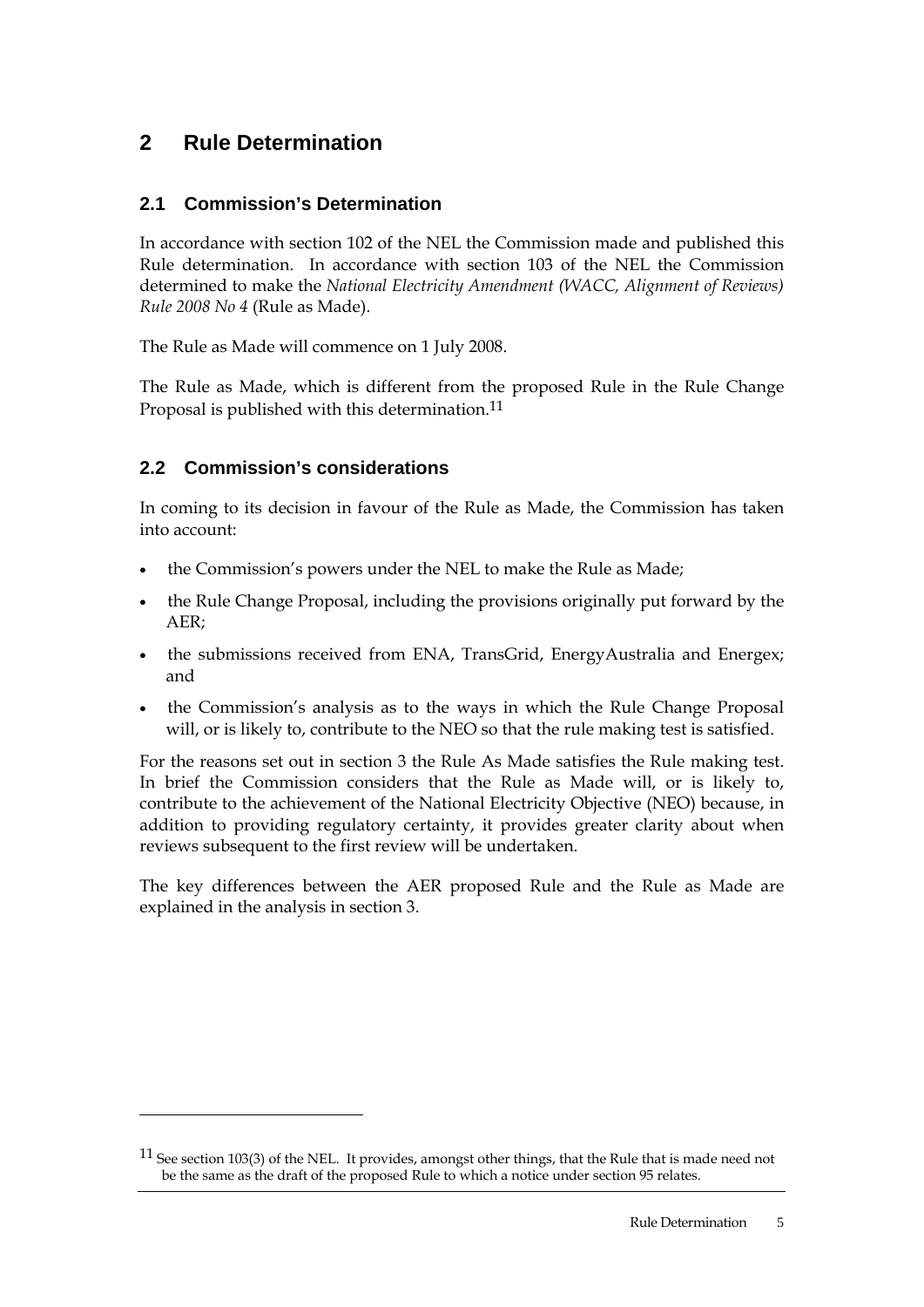# 2 Rule Determination

## 2.1 Commission's Determination

In accordance with section 102 of the NEL the Commission made and published this Rule determination. In accordance with section 103 of the NEL the Commission determined to make the *National Electricity Amendment (WACC, Alignment of Reviews) Rule 2008 No 4* (Rule as Made).

The Rule as Made will commence on 1 July 2008.

The Rule as Made, which is different from the proposed Rule in the Rule Change Proposal is published with this determination.[11]

## 2.2 Commission's considerations

In coming to its decision in favour of the Rule as Made, the Commission has taken into account:

- the Commission's powers under the NEL to make the Rule as Made;
- the Rule Change Proposal, including the provisions originally put forward by the AER;
- the submissions received from ENA, TransGrid, EnergyAustralia and Energex; and
- the Commission's analysis as to the ways in which the Rule Change Proposal will, or is likely to, contribute to the NEO so that the rule making test is satisfied.

For the reasons set out in section 3 the Rule As Made satisfies the Rule making test. In brief the Commission considers that the Rule as Made will, or is likely to, contribute to the achievement of the National Electricity Objective (NEO) because, in addition to providing regulatory certainty, it provides greater clarity about when reviews subsequent to the first review will be undertaken.

The key differences between the AER proposed Rule and the Rule as Made are explained in the analysis in section 3.

---

[11] See section 103(3) of the NEL. It provides, amongst other things, that the Rule that is made need not be the same as the draft of the proposed Rule to which a notice under section 95 relates.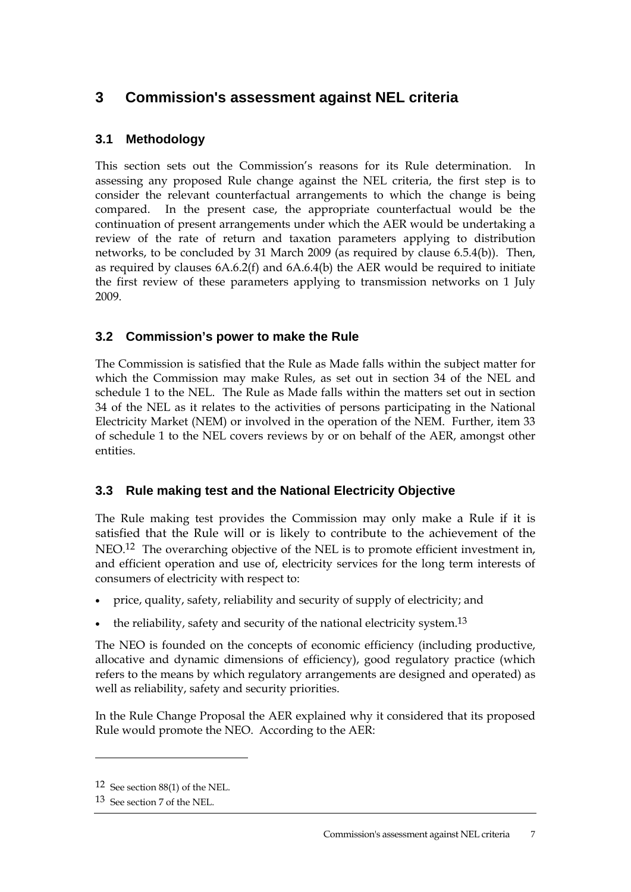# 3 Commission's assessment against NEL criteria

## 3.1 Methodology

This section sets out the Commission's reasons for its Rule determination. In assessing any proposed Rule change against the NEL criteria, the first step is to consider the relevant counterfactual arrangements to which the change is being compared. In the present case, the appropriate counterfactual would be the continuation of present arrangements under which the AER would be undertaking a review of the rate of return and taxation parameters applying to distribution networks, to be concluded by 31 March 2009 (as required by clause 6.5.4(b)). Then, as required by clauses 6A.6.2(f) and 6A.6.4(b) the AER would be required to initiate the first review of these parameters applying to transmission networks on 1 July 2009.

## 3.2 Commission's power to make the Rule

The Commission is satisfied that the Rule as Made falls within the subject matter for which the Commission may make Rules, as set out in section 34 of the NEL and schedule 1 to the NEL. The Rule as Made falls within the matters set out in section 34 of the NEL as it relates to the activities of persons participating in the National Electricity Market (NEM) or involved in the operation of the NEM. Further, item 33 of schedule 1 to the NEL covers reviews by or on behalf of the AER, amongst other entities.

## 3.3 Rule making test and the National Electricity Objective

The Rule making test provides the Commission may only make a Rule if it is satisfied that the Rule will or is likely to contribute to the achievement of the NEO.[12] The overarching objective of the NEL is to promote efficient investment in, and efficient operation and use of, electricity services for the long term interests of consumers of electricity with respect to:

- price, quality, safety, reliability and security of supply of electricity; and
- the reliability, safety and security of the national electricity system.[13]

The NEO is founded on the concepts of economic efficiency (including productive, allocative and dynamic dimensions of efficiency), good regulatory practice (which refers to the means by which regulatory arrangements are designed and operated) as well as reliability, safety and security priorities.

In the Rule Change Proposal the AER explained why it considered that its proposed Rule would promote the NEO. According to the AER:

---

[12] See section 88(1) of the NEL.

[13] See section 7 of the NEL.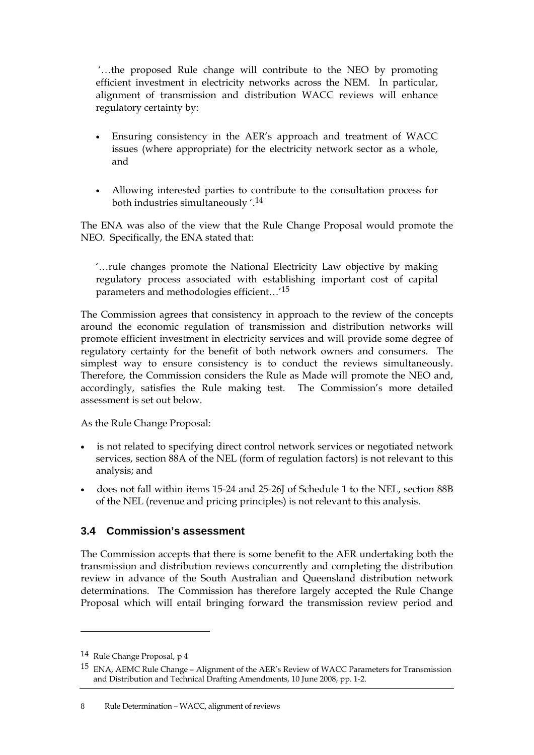> '…the proposed Rule change will contribute to the NEO by promoting efficient investment in electricity networks across the NEM. In particular, alignment of transmission and distribution WACC reviews will enhance regulatory certainty by:
>
> - Ensuring consistency in the AER's approach and treatment of WACC issues (where appropriate) for the electricity network sector as a whole, and
> - Allowing interested parties to contribute to the consultation process for both industries simultaneously '.[14]

The ENA was also of the view that the Rule Change Proposal would promote the NEO. Specifically, the ENA stated that:

> '…rule changes promote the National Electricity Law objective by making regulatory process associated with establishing important cost of capital parameters and methodologies efficient…'[15]

The Commission agrees that consistency in approach to the review of the concepts around the economic regulation of transmission and distribution networks will promote efficient investment in electricity services and will provide some degree of regulatory certainty for the benefit of both network owners and consumers. The simplest way to ensure consistency is to conduct the reviews simultaneously. Therefore, the Commission considers the Rule as Made will promote the NEO and, accordingly, satisfies the Rule making test. The Commission's more detailed assessment is set out below.

As the Rule Change Proposal:

- is not related to specifying direct control network services or negotiated network services, section 88A of the NEL (form of regulation factors) is not relevant to this analysis; and
- does not fall within items 15-24 and 25-26J of Schedule 1 to the NEL, section 88B of the NEL (revenue and pricing principles) is not relevant to this analysis.

## 3.4 Commission's assessment

The Commission accepts that there is some benefit to the AER undertaking both the transmission and distribution reviews concurrently and completing the distribution review in advance of the South Australian and Queensland distribution network determinations. The Commission has therefore largely accepted the Rule Change Proposal which will entail bringing forward the transmission review period and

---

[14] Rule Change Proposal, p 4

[15] ENA, AEMC Rule Change – Alignment of the AER's Review of WACC Parameters for Transmission and Distribution and Technical Drafting Amendments, 10 June 2008, pp. 1-2.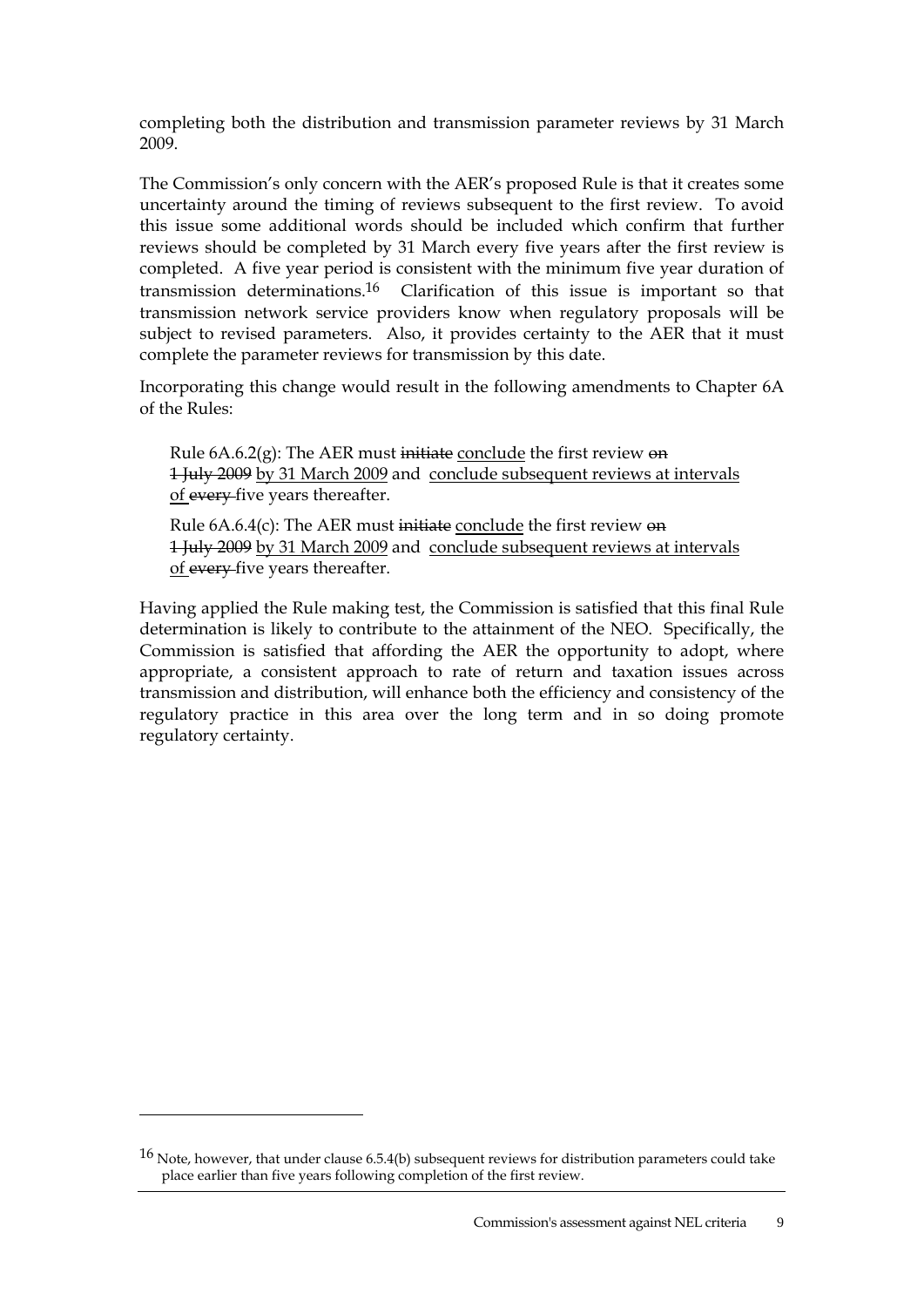completing both the distribution and transmission parameter reviews by 31 March 2009.

The Commission's only concern with the AER's proposed Rule is that it creates some uncertainty around the timing of reviews subsequent to the first review. To avoid this issue some additional words should be included which confirm that further reviews should be completed by 31 March every five years after the first review is completed. A five year period is consistent with the minimum five year duration of transmission determinations.[16] Clarification of this issue is important so that transmission network service providers know when regulatory proposals will be subject to revised parameters. Also, it provides certainty to the AER that it must complete the parameter reviews for transmission by this date.

Incorporating this change would result in the following amendments to Chapter 6A of the Rules:

> Rule 6A.6.2(g): The AER must ~~initiate~~ <u>conclude</u> the first review ~~on 1 July 2009~~ <u>by 31 March 2009</u> and <u>conclude subsequent reviews at intervals of</u> ~~every~~ five years thereafter.
>
> Rule 6A.6.4(c): The AER must ~~initiate~~ <u>conclude</u> the first review ~~on 1 July 2009~~ <u>by 31 March 2009</u> and <u>conclude subsequent reviews at intervals of</u> ~~every~~ five years thereafter.

Having applied the Rule making test, the Commission is satisfied that this final Rule determination is likely to contribute to the attainment of the NEO. Specifically, the Commission is satisfied that affording the AER the opportunity to adopt, where appropriate, a consistent approach to rate of return and taxation issues across transmission and distribution, will enhance both the efficiency and consistency of the regulatory practice in this area over the long term and in so doing promote regulatory certainty.

---

[16] Note, however, that under clause 6.5.4(b) subsequent reviews for distribution parameters could take place earlier than five years following completion of the first review.